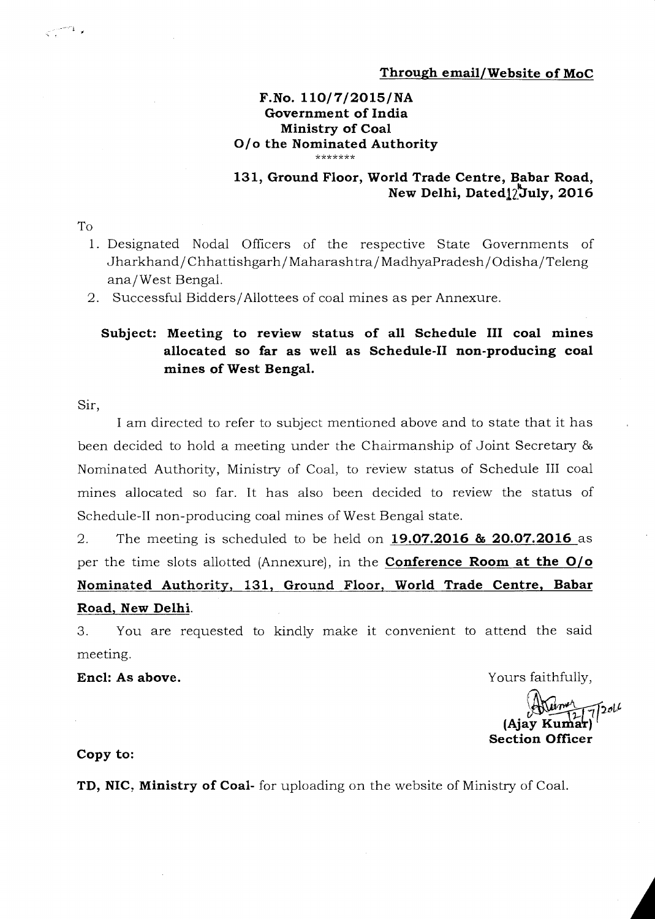**Through email/Website of MoC**

**F.No. 110/7/2015/NA**
**Government of India**
**Ministry of Coal**
**O/o the Nominated Authority**
\*\*\*\*\*\*\*

**131, Ground Floor, World Trade Centre, Babar Road,**
**New Delhi, Dated 12th July, 2016**

To

1. Designated Nodal Officers of the respective State Governments of Jharkhand/Chhattishgarh/Maharashtra/MadhyaPradesh/Odisha/Telengana/West Bengal.
2. Successful Bidders/Allottees of coal mines as per Annexure.

**Subject: Meeting to review status of all Schedule III coal mines allocated so far as well as Schedule-II non-producing coal mines of West Bengal.**

Sir,

I am directed to refer to subject mentioned above and to state that it has been decided to hold a meeting under the Chairmanship of Joint Secretary & Nominated Authority, Ministry of Coal, to review status of Schedule III coal mines allocated so far. It has also been decided to review the status of Schedule-II non-producing coal mines of West Bengal state.

2. The meeting is scheduled to be held on **19.07.2016 & 20.07.2016** as per the time slots allotted (Annexure), in the **Conference Room at the O/o Nominated Authority, 131, Ground Floor, World Trade Centre, Babar Road, New Delhi**.

3. You are requested to kindly make it convenient to attend the said meeting.

**Encl: As above.**

Yours faithfully,

12/7/2016
**(Ajay Kumar)**
**Section Officer**

**Copy to:**

**TD, NIC, Ministry of Coal-** for uploading on the website of Ministry of Coal.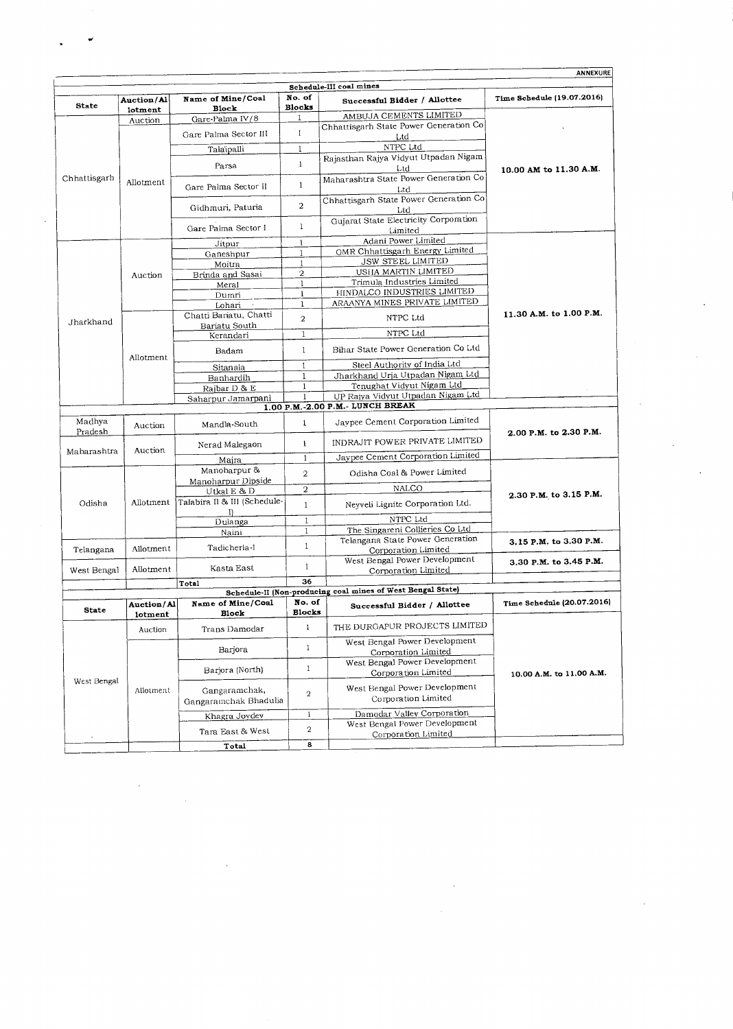**ANNEXURE**

### Schedule-III coal mines

| State | Auction/Allotment | Name of Mine/Coal Block | No. of Blocks | Successful Bidder / Allottee | Time Schedule (19.07.2016) |
|---|---|---|---|---|---|
| Chhattisgarh | Auction | Gare-Palma IV/8 | 1 | AMBUJA CEMENTS LIMITED | 10.00 AM to 11.30 A.M. |
| | Allotment | Gare Palma Sector III | 1 | Chhattisgarh State Power Generation Co Ltd | |
| | | Talaipalli | 1 | NTPC Ltd | |
| | | Parsa | 1 | Rajasthan Rajya Vidyut Utpadan Nigam Ltd | |
| | | Gare Palma Sector II | 1 | Maharashtra State Power Generation Co Ltd | |
| | | Gidhmuri, Paturia | 2 | Chhattisgarh State Power Generation Co Ltd | |
| | | Gare Palma Sector I | 1 | Gujarat State Electricity Corporation Limited | |
| Jharkhand | Auction | Jitpur | 1 | Adani Power Limited | 11.30 A.M. to 1.00 P.M. |
| | | Ganeshpur | 1 | GMR Chhattisgarh Energy Limited | |
| | | Moitra | 1 | JSW STEEL LIMITED | |
| | | Brinda and Sasai | 2 | USHA MARTIN LIMITED | |
| | | Meral | 1 | Trimula Industries Limited | |
| | | Dumri | 1 | HINDALCO INDUSTRIES LIMITED | |
| | | Lohari | 1 | ARAANYA MINES PRIVATE LIMITED | |
| | Allotment | Chatti Bariatu, Chatti Bariatu South | 2 | NTPC Ltd | |
| | | Kerandari | 1 | NTPC Ltd | |
| | | Badam | 1 | Bihar State Power Generation Co Ltd | |
| | | Sitanala | 1 | Steel Authority of India Ltd | |
| | | Banhardih | 1 | Jharkhand Urja Utpadan Nigam Ltd | |
| | | Rajbar D & E | 1 | Tenughat Vidyut Nigam Ltd | |
| | | Saharpur Jamarpani | 1 | UP Rajya Vidyut Utpadan Nigam Ltd | |
| 1.00 P.M.-2.00 P.M.- LUNCH BREAK | | | | | |
| Madhya Pradesh | Auction | Mandla-South | 1 | Jaypee Cement Corporation Limited | 2.00 P.M. to 2.30 P.M. |
| Maharashtra | Auction | Nerad Malegaon | 1 | INDRAJIT POWER PRIVATE LIMITED | |
| | | Majra | 1 | Jaypee Cement Corporation Limited | |
| Odisha | Allotment | Manoharpur & Manoharpur Dipside | 2 | Odisha Coal & Power Limited | 2.30 P.M. to 3.15 P.M. |
| | | Utkal E & D | 2 | NALCO | |
| | | Talabira II & III (Schedule-I) | 1 | Neyveli Lignite Corporation Ltd. | |
| | | Dulanga | 1 | NTPC Ltd | |
| | | Naini | 1 | The Singareni Collieries Co Ltd | |
| Telangana | Allotment | Tadicherla-I | 1 | Telangana State Power Generation Corporation Limited | 3.15 P.M. to 3.30 P.M. |
| West Bengal | Allotment | Kasta East | 1 | West Bengal Power Development Corporation Limited | 3.30 P.M. to 3.45 P.M. |
| | | Total | 36 | | |

### Schedule-II (Non-producing coal mines of West Bengal State)

| State | Auction/Allotment | Name of Mine/Coal Block | No. of Blocks | Successful Bidder / Allottee | Time Schedule (20.07.2016) |
|---|---|---|---|---|---|
| West Bengal | Auction | Trans Damodar | 1 | THE DURGAPUR PROJECTS LIMITED | 10.00 A.M. to 11.00 A.M. |
| | Allotment | Barjora | 1 | West Bengal Power Development Corporation Limited | |
| | | Barjora (North) | 1 | West Bengal Power Development Corporation Limited | |
| | | Gangaramchak, Gangaramchak Bhadulia | 2 | West Bengal Power Development Corporation Limited | |
| | | Khagra Joydev | 1 | Damodar Valley Corporation | |
| | | Tara East & West | 2 | West Bengal Power Development Corporation Limited | |
| | | Total | 8 | | |